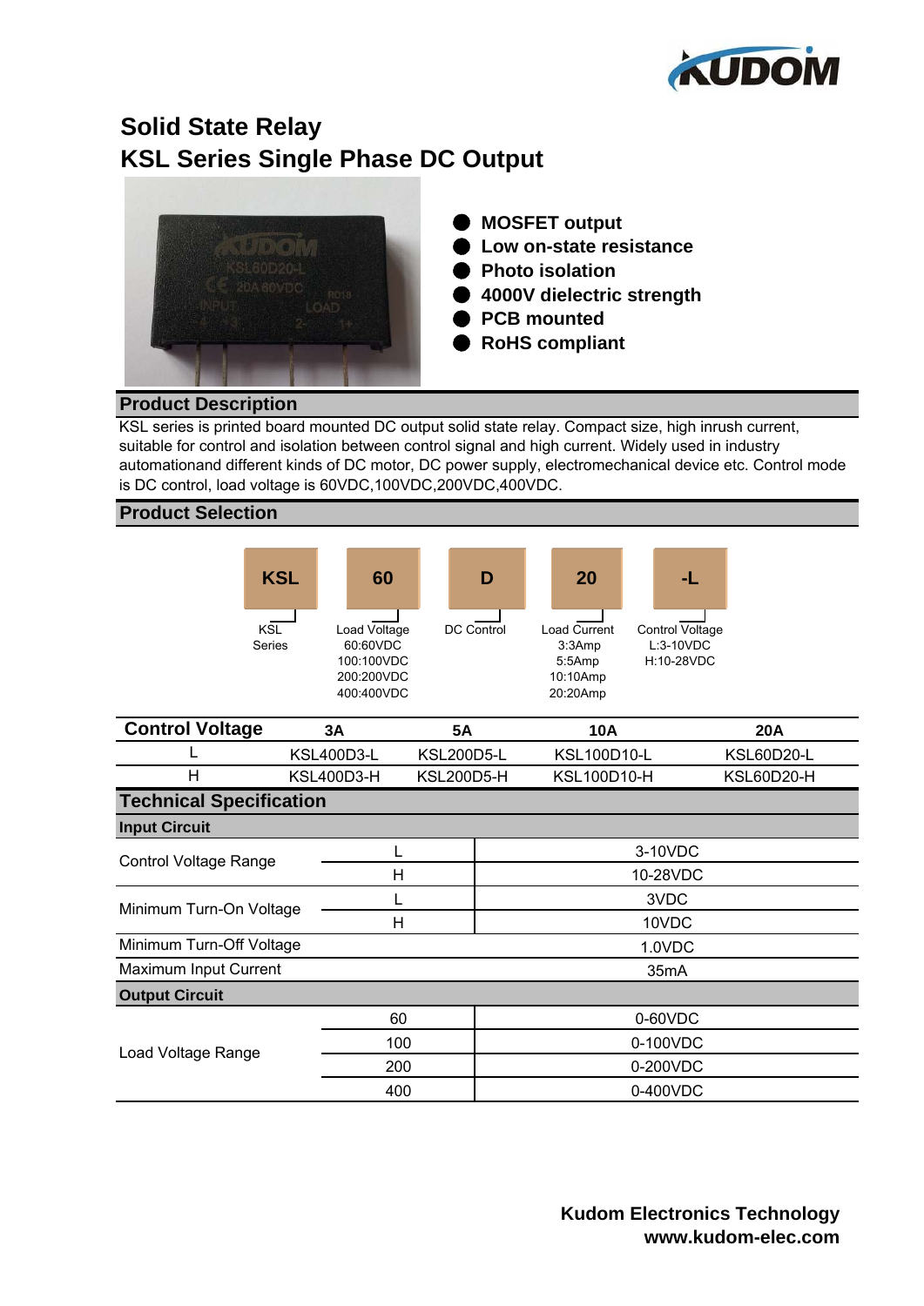KUDOM

# Solid State Relay
# KSL Series Single Phase DC Output

- MOSFET output
- Low on-state resistance
- Photo isolation
- 4000V dielectric strength
- PCB mounted
- RoHS compliant

## Product Description

KSL series is printed board mounted DC output solid state relay. Compact size, high inrush current, suitable for control and isolation between control signal and high current. Widely used in industry automationand different kinds of DC motor, DC power supply, electromechanical device etc. Control mode is DC control, load voltage is 60VDC,100VDC,200VDC,400VDC.

## Product Selection

| KSL | 60 | D | 20 | -L |
|---|---|---|---|---|
| KSL Series | Load Voltage<br>60:60VDC<br>100:100VDC<br>200:200VDC<br>400:400VDC | DC Control | Load Current<br>3:3Amp<br>5:5Amp<br>10:10Amp<br>20:20Amp | Control Voltage<br>L:3-10VDC<br>H:10-28VDC |

| Control Voltage | 3A | 5A | 10A | 20A |
|---|---|---|---|---|
| L | KSL400D3-L | KSL200D5-L | KSL100D10-L | KSL60D20-L |
| H | KSL400D3-H | KSL200D5-H | KSL100D10-H | KSL60D20-H |

## Technical Specification

| Parameter | | Value |
|---|---|---|
| **Input Circuit** | | |
| Control Voltage Range | L | 3-10VDC |
| | H | 10-28VDC |
| Minimum Turn-On Voltage | L | 3VDC |
| | H | 10VDC |
| Minimum Turn-Off Voltage | | 1.0VDC |
| Maximum Input Current | | 35mA |
| **Output Circuit** | | |
| Load Voltage Range | 60 | 0-60VDC |
| | 100 | 0-100VDC |
| | 200 | 0-200VDC |
| | 400 | 0-400VDC |

**Kudom Electronics Technology**
**www.kudom-elec.com**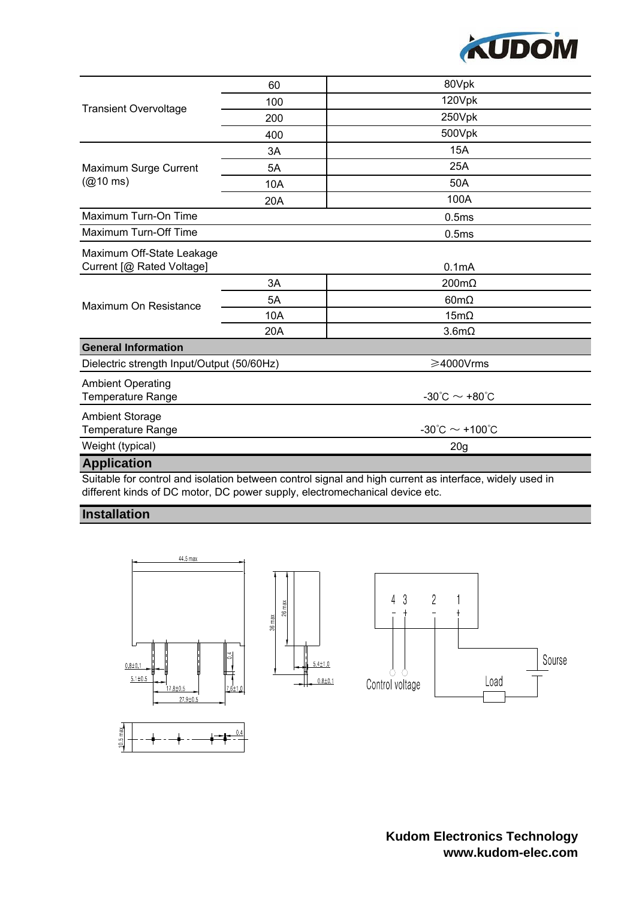| | | |
|---|---|---|
| Transient Overvoltage | 60 | 80Vpk |
| | 100 | 120Vpk |
| | 200 | 250Vpk |
| | 400 | 500Vpk |
| Maximum Surge Current (@10 ms) | 3A | 15A |
| | 5A | 25A |
| | 10A | 50A |
| | 20A | 100A |
| Maximum Turn-On Time | | 0.5ms |
| Maximum Turn-Off Time | | 0.5ms |
| Maximum Off-State Leakage Current [@ Rated Voltage] | | 0.1mA |
| Maximum On Resistance | 3A | 200mΩ |
| | 5A | 60mΩ |
| | 10A | 15mΩ |
| | 20A | 3.6mΩ |
| **General Information** | | |
| Dielectric strength Input/Output (50/60Hz) | | ≥4000Vrms |
| Ambient Operating Temperature Range | | -30°C ~ +80°C |
| Ambient Storage Temperature Range | | -30°C ~ +100°C |
| Weight (typical) | | 20g |

## Application

Suitable for control and isolation between control signal and high current as interface, widely used in different kinds of DC motor, DC power supply, electromechanical device etc.

## Installation

44.5 max; 36 max; 26 max; 0.8±0.1; 5.1±0.5; 17.8±0.5; 27.9±0.5; 7.6±1.0; 0.4; 5.4±1.0; 0.8±0.1; 10.5 max; 0.4

4 3 2 1
− + − +

Control voltage    Load    Sourse

**Kudom Electronics Technology**
**www.kudom-elec.com**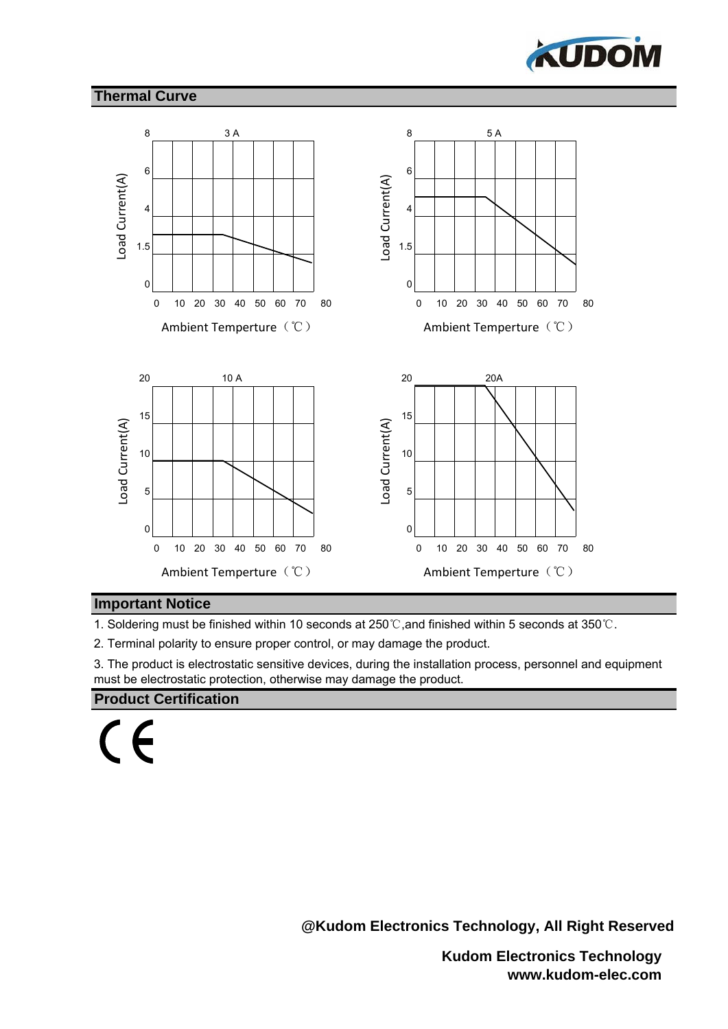## Thermal Curve

3 A

8
6
4
1.5
0

Load Current(A)

0 10 20 30 40 50 60 70 80

Ambient Temperture（℃）

5 A

8
6
4
1.5
0

Load Current(A)

0 10 20 30 40 50 60 70 80

Ambient Temperture（℃）

10 A

20
15
10
5
0

Load Current(A)

0 10 20 30 40 50 60 70 80

Ambient Temperture（℃）

20A

20
15
10
5
0

Load Current(A)

0 10 20 30 40 50 60 70 80

Ambient Temperture（℃）

## Important Notice

1. Soldering must be finished within 10 seconds at 250℃,and finished within 5 seconds at 350℃.
2. Terminal polarity to ensure proper control, or may damage the product.
3. The product is electrostatic sensitive devices, during the installation process, personnel and equipment must be electrostatic protection, otherwise may damage the product.

## Product Certification

CE

**@Kudom Electronics Technology, All Right Reserved**

**Kudom Electronics Technology**
**www.kudom-elec.com**